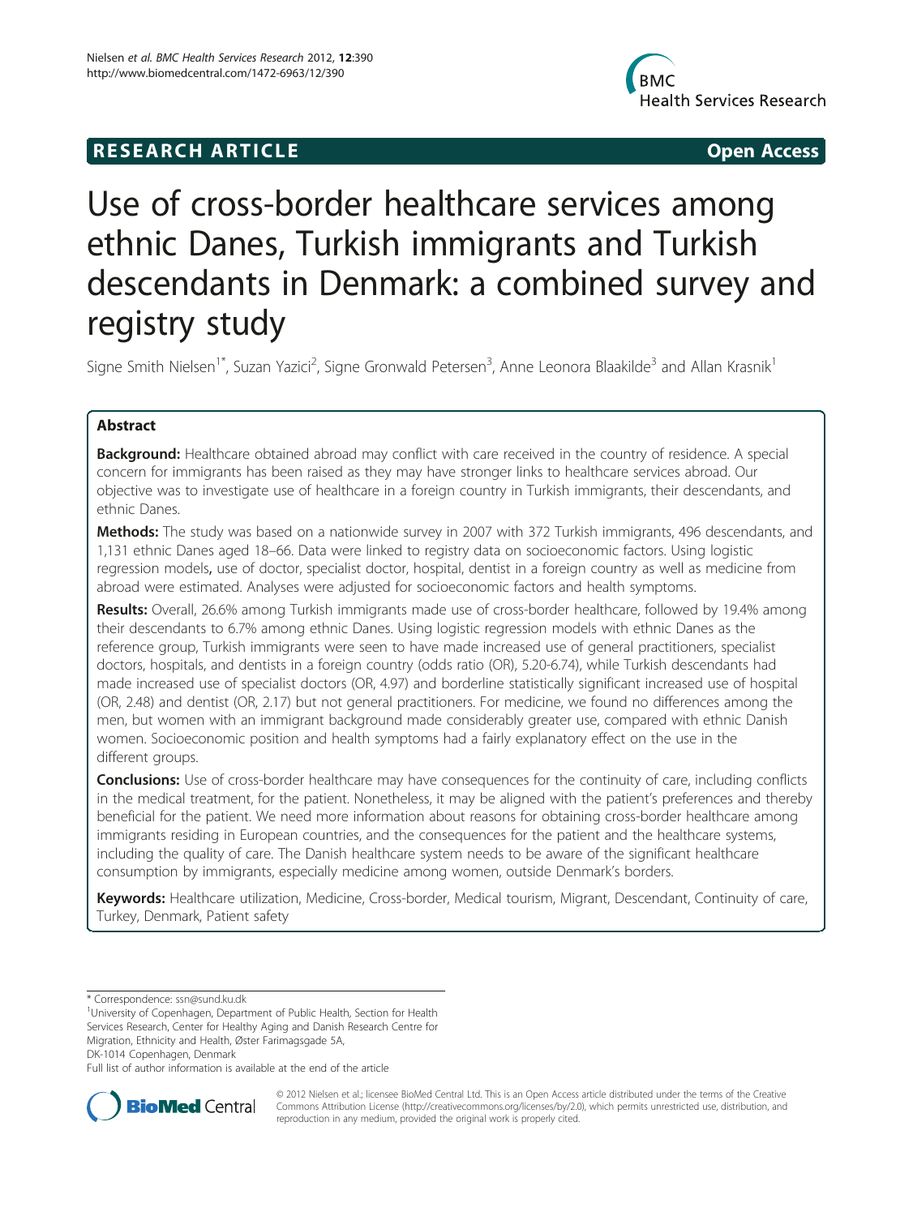RESEARCH ARTICLE

Open Access

# Use of cross-border healthcare services among ethnic Danes, Turkish immigrants and Turkish descendants in Denmark: a combined survey and registry study

Signe Smith Nielsen[1*], Suzan Yazici[2], Signe Gronwald Petersen[3], Anne Leonora Blaakilde[3] and Allan Krasnik[1]

## Abstract

**Background:** Healthcare obtained abroad may conflict with care received in the country of residence. A special concern for immigrants has been raised as they may have stronger links to healthcare services abroad. Our objective was to investigate use of healthcare in a foreign country in Turkish immigrants, their descendants, and ethnic Danes.

**Methods:** The study was based on a nationwide survey in 2007 with 372 Turkish immigrants, 496 descendants, and 1,131 ethnic Danes aged 18–66. Data were linked to registry data on socioeconomic factors. Using logistic regression models, use of doctor, specialist doctor, hospital, dentist in a foreign country as well as medicine from abroad were estimated. Analyses were adjusted for socioeconomic factors and health symptoms.

**Results:** Overall, 26.6% among Turkish immigrants made use of cross-border healthcare, followed by 19.4% among their descendants to 6.7% among ethnic Danes. Using logistic regression models with ethnic Danes as the reference group, Turkish immigrants were seen to have made increased use of general practitioners, specialist doctors, hospitals, and dentists in a foreign country (odds ratio (OR), 5.20-6.74), while Turkish descendants had made increased use of specialist doctors (OR, 4.97) and borderline statistically significant increased use of hospital (OR, 2.48) and dentist (OR, 2.17) but not general practitioners. For medicine, we found no differences among the men, but women with an immigrant background made considerably greater use, compared with ethnic Danish women. Socioeconomic position and health symptoms had a fairly explanatory effect on the use in the different groups.

**Conclusions:** Use of cross-border healthcare may have consequences for the continuity of care, including conflicts in the medical treatment, for the patient. Nonetheless, it may be aligned with the patient's preferences and thereby beneficial for the patient. We need more information about reasons for obtaining cross-border healthcare among immigrants residing in European countries, and the consequences for the patient and the healthcare systems, including the quality of care. The Danish healthcare system needs to be aware of the significant healthcare consumption by immigrants, especially medicine among women, outside Denmark's borders.

**Keywords:** Healthcare utilization, Medicine, Cross-border, Medical tourism, Migrant, Descendant, Continuity of care, Turkey, Denmark, Patient safety

---

* Correspondence: ssn@sund.ku.dk
[1]University of Copenhagen, Department of Public Health, Section for Health Services Research, Center for Healthy Aging and Danish Research Centre for Migration, Ethnicity and Health, Øster Farimagsgade 5A, DK-1014 Copenhagen, Denmark
Full list of author information is available at the end of the article

© 2012 Nielsen et al.; licensee BioMed Central Ltd. This is an Open Access article distributed under the terms of the Creative Commons Attribution License (http://creativecommons.org/licenses/by/2.0), which permits unrestricted use, distribution, and reproduction in any medium, provided the original work is properly cited.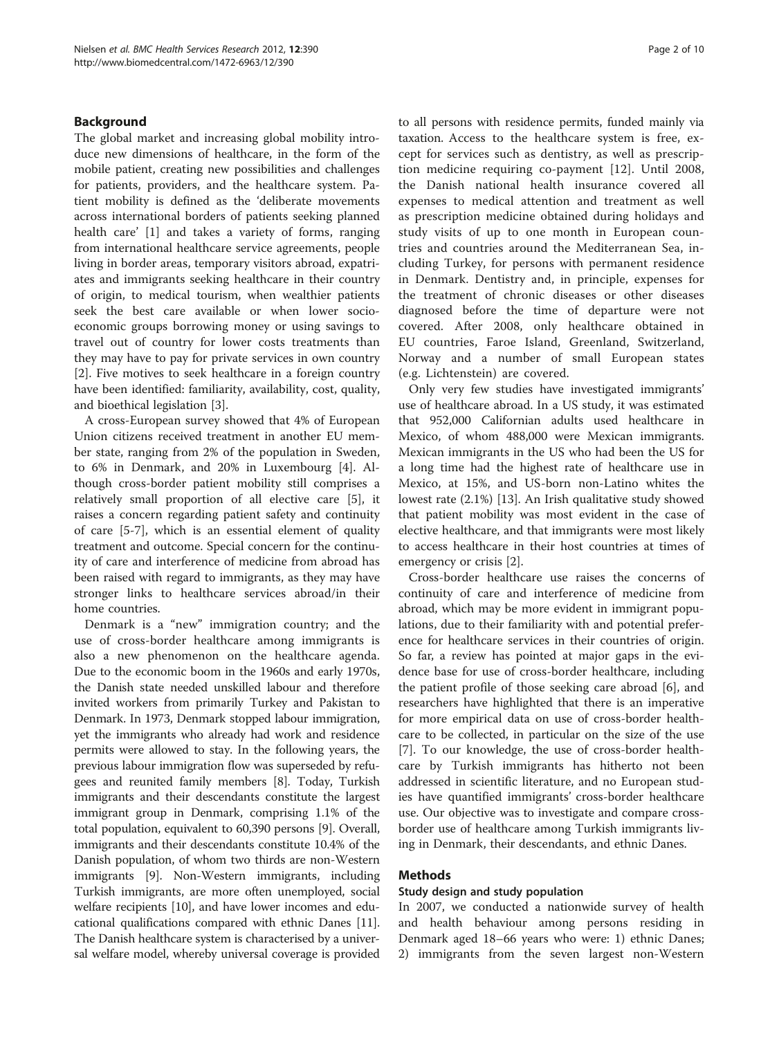## Background

The global market and increasing global mobility introduce new dimensions of healthcare, in the form of the mobile patient, creating new possibilities and challenges for patients, providers, and the healthcare system. Patient mobility is defined as the 'deliberate movements across international borders of patients seeking planned health care' [1] and takes a variety of forms, ranging from international healthcare service agreements, people living in border areas, temporary visitors abroad, expatriates and immigrants seeking healthcare in their country of origin, to medical tourism, when wealthier patients seek the best care available or when lower socioeconomic groups borrowing money or using savings to travel out of country for lower costs treatments than they may have to pay for private services in own country [2]. Five motives to seek healthcare in a foreign country have been identified: familiarity, availability, cost, quality, and bioethical legislation [3].

A cross-European survey showed that 4% of European Union citizens received treatment in another EU member state, ranging from 2% of the population in Sweden, to 6% in Denmark, and 20% in Luxembourg [4]. Although cross-border patient mobility still comprises a relatively small proportion of all elective care [5], it raises a concern regarding patient safety and continuity of care [5-7], which is an essential element of quality treatment and outcome. Special concern for the continuity of care and interference of medicine from abroad has been raised with regard to immigrants, as they may have stronger links to healthcare services abroad/in their home countries.

Denmark is a "new" immigration country; and the use of cross-border healthcare among immigrants is also a new phenomenon on the healthcare agenda. Due to the economic boom in the 1960s and early 1970s, the Danish state needed unskilled labour and therefore invited workers from primarily Turkey and Pakistan to Denmark. In 1973, Denmark stopped labour immigration, yet the immigrants who already had work and residence permits were allowed to stay. In the following years, the previous labour immigration flow was superseded by refugees and reunited family members [8]. Today, Turkish immigrants and their descendants constitute the largest immigrant group in Denmark, comprising 1.1% of the total population, equivalent to 60,390 persons [9]. Overall, immigrants and their descendants constitute 10.4% of the Danish population, of whom two thirds are non-Western immigrants [9]. Non-Western immigrants, including Turkish immigrants, are more often unemployed, social welfare recipients [10], and have lower incomes and educational qualifications compared with ethnic Danes [11]. The Danish healthcare system is characterised by a universal welfare model, whereby universal coverage is provided to all persons with residence permits, funded mainly via taxation. Access to the healthcare system is free, except for services such as dentistry, as well as prescription medicine requiring co-payment [12]. Until 2008, the Danish national health insurance covered all expenses to medical attention and treatment as well as prescription medicine obtained during holidays and study visits of up to one month in European countries and countries around the Mediterranean Sea, including Turkey, for persons with permanent residence in Denmark. Dentistry and, in principle, expenses for the treatment of chronic diseases or other diseases diagnosed before the time of departure were not covered. After 2008, only healthcare obtained in EU countries, Faroe Island, Greenland, Switzerland, Norway and a number of small European states (e.g. Lichtenstein) are covered.

Only very few studies have investigated immigrants' use of healthcare abroad. In a US study, it was estimated that 952,000 Californian adults used healthcare in Mexico, of whom 488,000 were Mexican immigrants. Mexican immigrants in the US who had been the US for a long time had the highest rate of healthcare use in Mexico, at 15%, and US-born non-Latino whites the lowest rate (2.1%) [13]. An Irish qualitative study showed that patient mobility was most evident in the case of elective healthcare, and that immigrants were most likely to access healthcare in their host countries at times of emergency or crisis [2].

Cross-border healthcare use raises the concerns of continuity of care and interference of medicine from abroad, which may be more evident in immigrant populations, due to their familiarity with and potential preference for healthcare services in their countries of origin. So far, a review has pointed at major gaps in the evidence base for use of cross-border healthcare, including the patient profile of those seeking care abroad [6], and researchers have highlighted that there is an imperative for more empirical data on use of cross-border healthcare to be collected, in particular on the size of the use [7]. To our knowledge, the use of cross-border healthcare by Turkish immigrants has hitherto not been addressed in scientific literature, and no European studies have quantified immigrants' cross-border healthcare use. Our objective was to investigate and compare cross-border use of healthcare among Turkish immigrants living in Denmark, their descendants, and ethnic Danes.

## Methods

### Study design and study population

In 2007, we conducted a nationwide survey of health and health behaviour among persons residing in Denmark aged 18–66 years who were: 1) ethnic Danes; 2) immigrants from the seven largest non-Western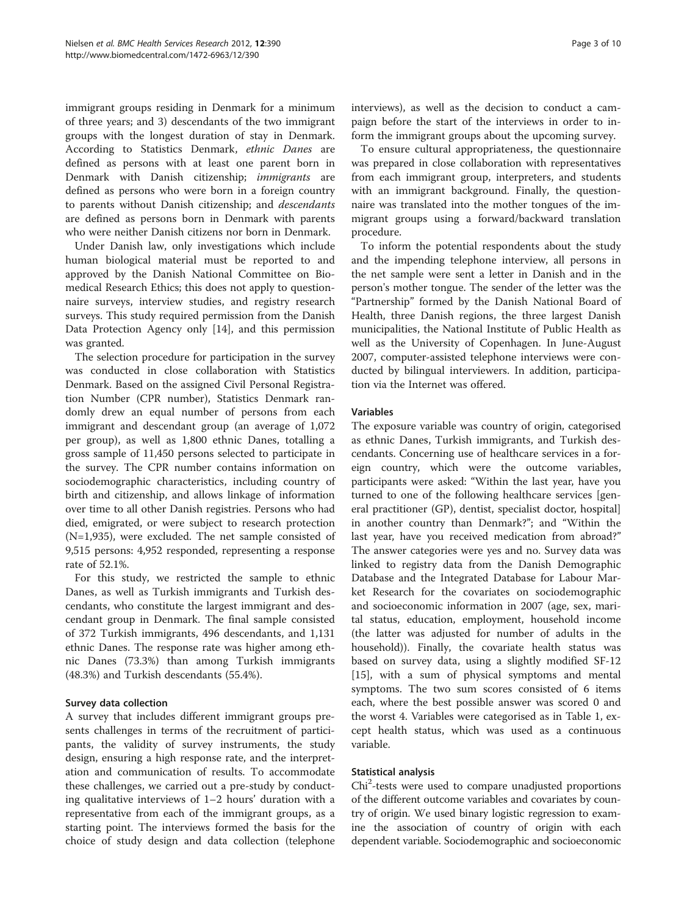immigrant groups residing in Denmark for a minimum of three years; and 3) descendants of the two immigrant groups with the longest duration of stay in Denmark. According to Statistics Denmark, *ethnic Danes* are defined as persons with at least one parent born in Denmark with Danish citizenship; *immigrants* are defined as persons who were born in a foreign country to parents without Danish citizenship; and *descendants* are defined as persons born in Denmark with parents who were neither Danish citizens nor born in Denmark.

Under Danish law, only investigations which include human biological material must be reported to and approved by the Danish National Committee on Biomedical Research Ethics; this does not apply to questionnaire surveys, interview studies, and registry research surveys. This study required permission from the Danish Data Protection Agency only [14], and this permission was granted.

The selection procedure for participation in the survey was conducted in close collaboration with Statistics Denmark. Based on the assigned Civil Personal Registration Number (CPR number), Statistics Denmark randomly drew an equal number of persons from each immigrant and descendant group (an average of 1,072 per group), as well as 1,800 ethnic Danes, totalling a gross sample of 11,450 persons selected to participate in the survey. The CPR number contains information on sociodemographic characteristics, including country of birth and citizenship, and allows linkage of information over time to all other Danish registries. Persons who had died, emigrated, or were subject to research protection (N=1,935), were excluded. The net sample consisted of 9,515 persons: 4,952 responded, representing a response rate of 52.1%.

For this study, we restricted the sample to ethnic Danes, as well as Turkish immigrants and Turkish descendants, who constitute the largest immigrant and descendant group in Denmark. The final sample consisted of 372 Turkish immigrants, 496 descendants, and 1,131 ethnic Danes. The response rate was higher among ethnic Danes (73.3%) than among Turkish immigrants (48.3%) and Turkish descendants (55.4%).

### Survey data collection

A survey that includes different immigrant groups presents challenges in terms of the recruitment of participants, the validity of survey instruments, the study design, ensuring a high response rate, and the interpretation and communication of results. To accommodate these challenges, we carried out a pre-study by conducting qualitative interviews of 1–2 hours' duration with a representative from each of the immigrant groups, as a starting point. The interviews formed the basis for the choice of study design and data collection (telephone interviews), as well as the decision to conduct a campaign before the start of the interviews in order to inform the immigrant groups about the upcoming survey.

To ensure cultural appropriateness, the questionnaire was prepared in close collaboration with representatives from each immigrant group, interpreters, and students with an immigrant background. Finally, the questionnaire was translated into the mother tongues of the immigrant groups using a forward/backward translation procedure.

To inform the potential respondents about the study and the impending telephone interview, all persons in the net sample were sent a letter in Danish and in the person's mother tongue. The sender of the letter was the "Partnership" formed by the Danish National Board of Health, three Danish regions, the three largest Danish municipalities, the National Institute of Public Health as well as the University of Copenhagen. In June-August 2007, computer-assisted telephone interviews were conducted by bilingual interviewers. In addition, participation via the Internet was offered.

### Variables

The exposure variable was country of origin, categorised as ethnic Danes, Turkish immigrants, and Turkish descendants. Concerning use of healthcare services in a foreign country, which were the outcome variables, participants were asked: "Within the last year, have you turned to one of the following healthcare services [general practitioner (GP), dentist, specialist doctor, hospital] in another country than Denmark?"; and "Within the last year, have you received medication from abroad?" The answer categories were yes and no. Survey data was linked to registry data from the Danish Demographic Database and the Integrated Database for Labour Market Research for the covariates on sociodemographic and socioeconomic information in 2007 (age, sex, marital status, education, employment, household income (the latter was adjusted for number of adults in the household)). Finally, the covariate health status was based on survey data, using a slightly modified SF-12 [15], with a sum of physical symptoms and mental symptoms. The two sum scores consisted of 6 items each, where the best possible answer was scored 0 and the worst 4. Variables were categorised as in Table 1, except health status, which was used as a continuous variable.

### Statistical analysis

$Chi^2$-tests were used to compare unadjusted proportions of the different outcome variables and covariates by country of origin. We used binary logistic regression to examine the association of country of origin with each dependent variable. Sociodemographic and socioeconomic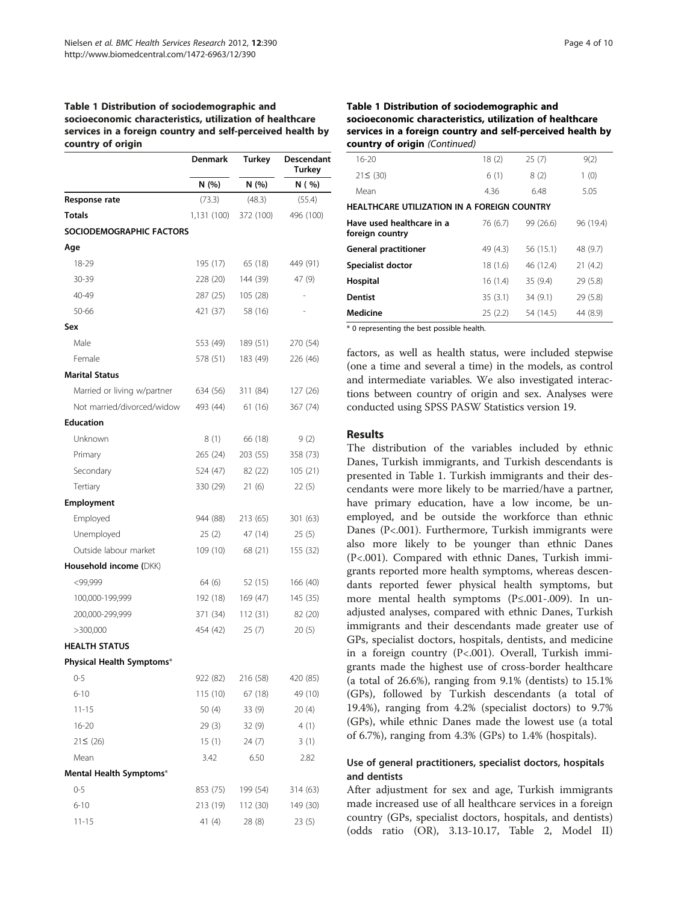**Table 1 Distribution of sociodemographic and socioeconomic characteristics, utilization of healthcare services in a foreign country and self-perceived health by country of origin**

| | Denmark | Turkey | Descendant Turkey |
|---|---|---|---|
| | N (%) | N (%) | N ( %) |
| **Response rate** | (73.3) | (48.3) | (55.4) |
| **Totals** | 1,131 (100) | 372 (100) | 496 (100) |
| **SOCIODEMOGRAPHIC FACTORS** | | | |
| **Age** | | | |
| 18-29 | 195 (17) | 65 (18) | 449 (91) |
| 30-39 | 228 (20) | 144 (39) | 47 (9) |
| 40-49 | 287 (25) | 105 (28) | - |
| 50-66 | 421 (37) | 58 (16) | - |
| **Sex** | | | |
| Male | 553 (49) | 189 (51) | 270 (54) |
| Female | 578 (51) | 183 (49) | 226 (46) |
| **Marital Status** | | | |
| Married or living w/partner | 634 (56) | 311 (84) | 127 (26) |
| Not married/divorced/widow | 493 (44) | 61 (16) | 367 (74) |
| **Education** | | | |
| Unknown | 8 (1) | 66 (18) | 9 (2) |
| Primary | 265 (24) | 203 (55) | 358 (73) |
| Secondary | 524 (47) | 82 (22) | 105 (21) |
| Tertiary | 330 (29) | 21 (6) | 22 (5) |
| **Employment** | | | |
| Employed | 944 (88) | 213 (65) | 301 (63) |
| Unemployed | 25 (2) | 47 (14) | 25 (5) |
| Outside labour market | 109 (10) | 68 (21) | 155 (32) |
| **Household income (**DKK) | | | |
| <99,999 | 64 (6) | 52 (15) | 166 (40) |
| 100,000-199,999 | 192 (18) | 169 (47) | 145 (35) |
| 200,000-299,999 | 371 (34) | 112 (31) | 82 (20) |
| >300,000 | 454 (42) | 25 (7) | 20 (5) |
| **HEALTH STATUS** | | | |
| **Physical Health Symptoms*** | | | |
| 0-5 | 922 (82) | 216 (58) | 420 (85) |
| 6-10 | 115 (10) | 67 (18) | 49 (10) |
| 11-15 | 50 (4) | 33 (9) | 20 (4) |
| 16-20 | 29 (3) | 32 (9) | 4 (1) |
| 21≤ (26) | 15 (1) | 24 (7) | 3 (1) |
| Mean | 3.42 | 6.50 | 2.82 |
| **Mental Health Symptoms*** | | | |
| 0-5 | 853 (75) | 199 (54) | 314 (63) |
| 6-10 | 213 (19) | 112 (30) | 149 (30) |
| 11-15 | 41 (4) | 28 (8) | 23 (5) |
| 16-20 | 18 (2) | 25 (7) | 9(2) |
| 21≤ (30) | 6 (1) | 8 (2) | 1 (0) |
| Mean | 4.36 | 6.48 | 5.05 |
| **HEALTHCARE UTILIZATION IN A FOREIGN COUNTRY** | | | |
| **Have used healthcare in a foreign country** | 76 (6.7) | 99 (26.6) | 96 (19.4) |
| **General practitioner** | 49 (4.3) | 56 (15.1) | 48 (9.7) |
| **Specialist doctor** | 18 (1.6) | 46 (12.4) | 21 (4.2) |
| **Hospital** | 16 (1.4) | 35 (9.4) | 29 (5.8) |
| **Dentist** | 35 (3.1) | 34 (9.1) | 29 (5.8) |
| **Medicine** | 25 (2.2) | 54 (14.5) | 44 (8.9) |

\* 0 representing the best possible health.

factors, as well as health status, were included stepwise (one a time and several a time) in the models, as control and intermediate variables. We also investigated interactions between country of origin and sex. Analyses were conducted using SPSS PASW Statistics version 19.

## Results

The distribution of the variables included by ethnic Danes, Turkish immigrants, and Turkish descendants is presented in Table 1. Turkish immigrants and their descendants were more likely to be married/have a partner, have primary education, have a low income, be unemployed, and be outside the workforce than ethnic Danes ($P<.001$). Furthermore, Turkish immigrants were also more likely to be younger than ethnic Danes ($P<.001$). Compared with ethnic Danes, Turkish immigrants reported more health symptoms, whereas descendants reported fewer physical health symptoms, but more mental health symptoms ($P\leq.001$-$.009$). In unadjusted analyses, compared with ethnic Danes, Turkish immigrants and their descendants made greater use of GPs, specialist doctors, hospitals, dentists, and medicine in a foreign country ($P<.001$). Overall, Turkish immigrants made the highest use of cross-border healthcare (a total of 26.6%), ranging from 9.1% (dentists) to 15.1% (GPs), followed by Turkish descendants (a total of 19.4%), ranging from 4.2% (specialist doctors) to 9.7% (GPs), while ethnic Danes made the lowest use (a total of 6.7%), ranging from 4.3% (GPs) to 1.4% (hospitals).

### Use of general practitioners, specialist doctors, hospitals and dentists

After adjustment for sex and age, Turkish immigrants made increased use of all healthcare services in a foreign country (GPs, specialist doctors, hospitals, and dentists) (odds ratio (OR), 3.13-10.17, Table 2, Model II)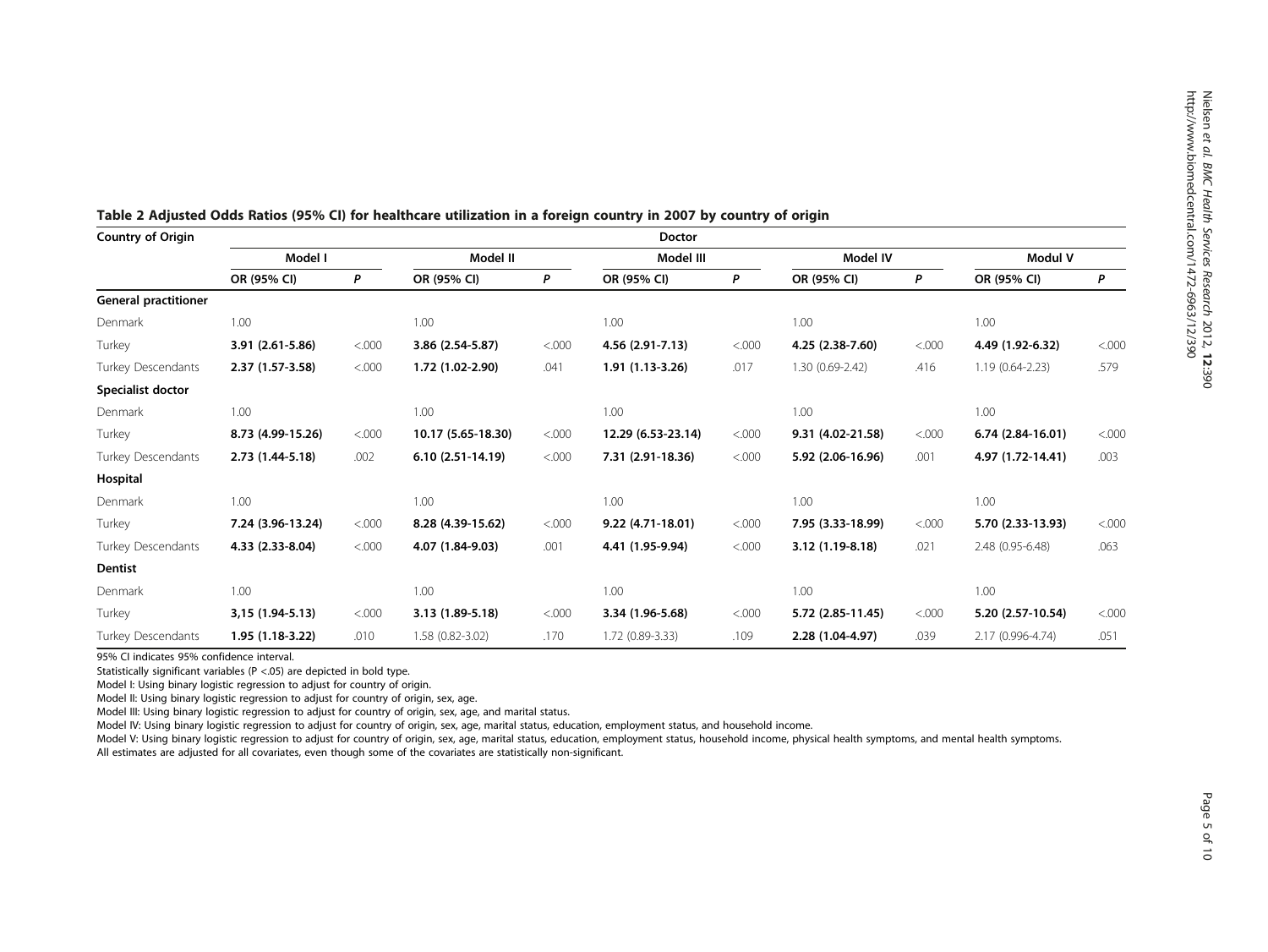**Table 2 Adjusted Odds Ratios (95% CI) for healthcare utilization in a foreign country in 2007 by country of origin**

| Country of Origin | Doctor | | | | | | | | | |
|---|---|---|---|---|---|---|---|---|---|---|
| | Model I | | Model II | | Model III | | Model IV | | Modul V | |
| | OR (95% CI) | *P* | OR (95% CI) | *P* | OR (95% CI) | *P* | OR (95% CI) | *P* | OR (95% CI) | *P* |
| **General practitioner** | | | | | | | | | | |
| Denmark | 1.00 | | 1.00 | | 1.00 | | 1.00 | | 1.00 | |
| Turkey | **3.91 (2.61-5.86)** | <.000 | **3.86 (2.54-5.87)** | <.000 | **4.56 (2.91-7.13)** | <.000 | **4.25 (2.38-7.60)** | <.000 | **4.49 (1.92-6.32)** | <.000 |
| Turkey Descendants | **2.37 (1.57-3.58)** | <.000 | **1.72 (1.02-2.90)** | .041 | **1.91 (1.13-3.26)** | .017 | 1.30 (0.69-2.42) | .416 | 1.19 (0.64-2.23) | .579 |
| **Specialist doctor** | | | | | | | | | | |
| Denmark | 1.00 | | 1.00 | | 1.00 | | 1.00 | | 1.00 | |
| Turkey | **8.73 (4.99-15.26)** | <.000 | **10.17 (5.65-18.30)** | <.000 | **12.29 (6.53-23.14)** | <.000 | **9.31 (4.02-21.58)** | <.000 | **6.74 (2.84-16.01)** | <.000 |
| Turkey Descendants | **2.73 (1.44-5.18)** | .002 | **6.10 (2.51-14.19)** | <.000 | **7.31 (2.91-18.36)** | <.000 | **5.92 (2.06-16.96)** | .001 | **4.97 (1.72-14.41)** | .003 |
| **Hospital** | | | | | | | | | | |
| Denmark | 1.00 | | 1.00 | | 1.00 | | 1.00 | | 1.00 | |
| Turkey | **7.24 (3.96-13.24)** | <.000 | **8.28 (4.39-15.62)** | <.000 | **9.22 (4.71-18.01)** | <.000 | **7.95 (3.33-18.99)** | <.000 | **5.70 (2.33-13.93)** | <.000 |
| Turkey Descendants | **4.33 (2.33-8.04)** | <.000 | **4.07 (1.84-9.03)** | .001 | **4.41 (1.95-9.94)** | <.000 | **3.12 (1.19-8.18)** | .021 | 2.48 (0.95-6.48) | .063 |
| **Dentist** | | | | | | | | | | |
| Denmark | 1.00 | | 1.00 | | 1.00 | | 1.00 | | 1.00 | |
| Turkey | **3,15 (1.94-5.13)** | <.000 | **3.13 (1.89-5.18)** | <.000 | **3.34 (1.96-5.68)** | <.000 | **5.72 (2.85-11.45)** | <.000 | **5.20 (2.57-10.54)** | <.000 |
| Turkey Descendants | **1.95 (1.18-3.22)** | .010 | 1.58 (0.82-3.02) | .170 | 1.72 (0.89-3.33) | .109 | **2.28 (1.04-4.97)** | .039 | 2.17 (0.996-4.74) | .051 |

95% CI indicates 95% confidence interval.

Statistically significant variables ($P < .05$) are depicted in bold type.

Model I: Using binary logistic regression to adjust for country of origin.

Model II: Using binary logistic regression to adjust for country of origin, sex, age.

Model III: Using binary logistic regression to adjust for country of origin, sex, age, and marital status.

Model IV: Using binary logistic regression to adjust for country of origin, sex, age, marital status, education, employment status, and household income.

Model V: Using binary logistic regression to adjust for country of origin, sex, age, marital status, education, employment status, household income, physical health symptoms, and mental health symptoms.

All estimates are adjusted for all covariates, even though some of the covariates are statistically non-significant.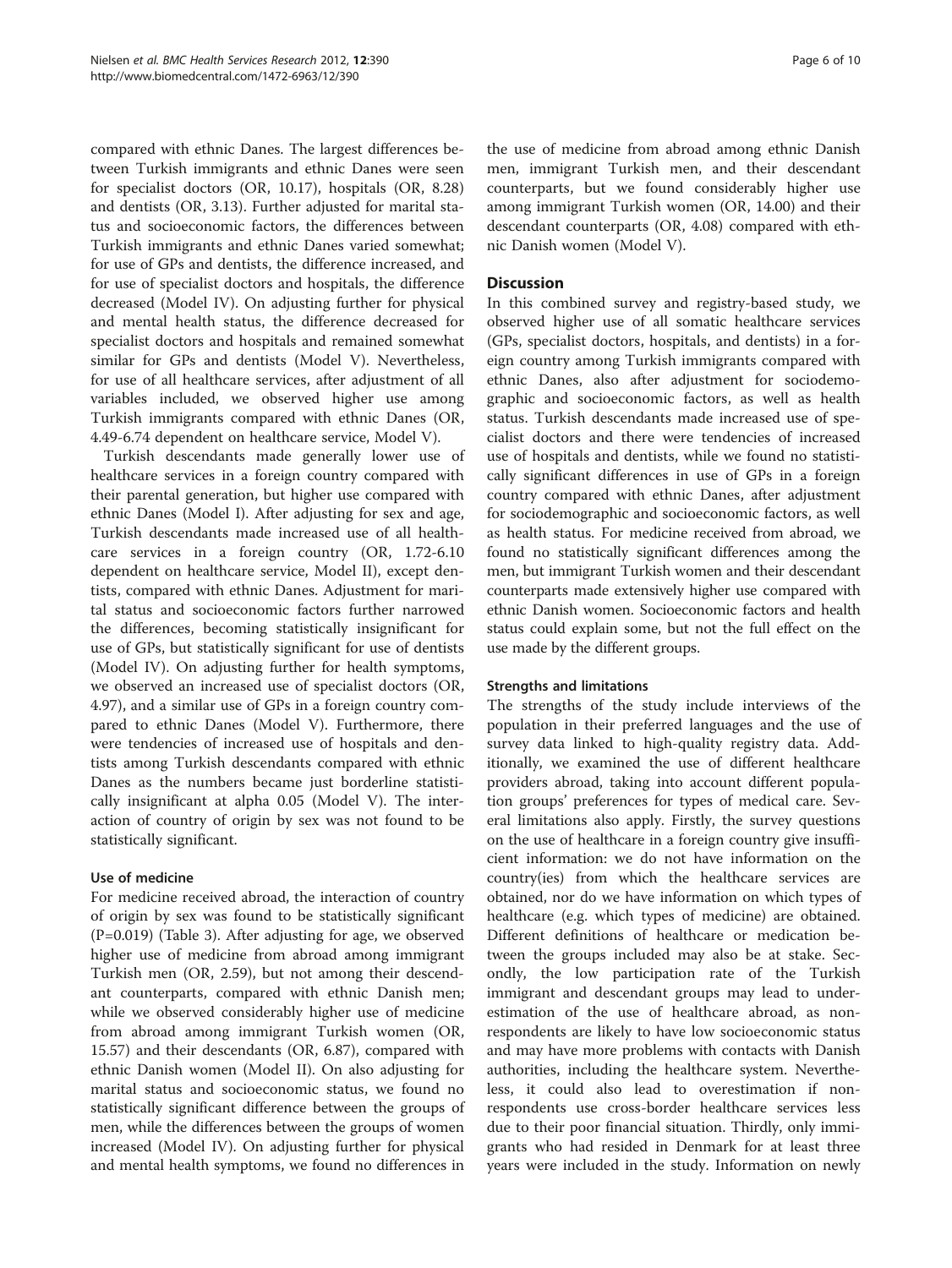compared with ethnic Danes. The largest differences between Turkish immigrants and ethnic Danes were seen for specialist doctors (OR, 10.17), hospitals (OR, 8.28) and dentists (OR, 3.13). Further adjusted for marital status and socioeconomic factors, the differences between Turkish immigrants and ethnic Danes varied somewhat; for use of GPs and dentists, the difference increased, and for use of specialist doctors and hospitals, the difference decreased (Model IV). On adjusting further for physical and mental health status, the difference decreased for specialist doctors and hospitals and remained somewhat similar for GPs and dentists (Model V). Nevertheless, for use of all healthcare services, after adjustment of all variables included, we observed higher use among Turkish immigrants compared with ethnic Danes (OR, 4.49-6.74 dependent on healthcare service, Model V).

Turkish descendants made generally lower use of healthcare services in a foreign country compared with their parental generation, but higher use compared with ethnic Danes (Model I). After adjusting for sex and age, Turkish descendants made increased use of all healthcare services in a foreign country (OR, 1.72-6.10 dependent on healthcare service, Model II), except dentists, compared with ethnic Danes. Adjustment for marital status and socioeconomic factors further narrowed the differences, becoming statistically insignificant for use of GPs, but statistically significant for use of dentists (Model IV). On adjusting further for health symptoms, we observed an increased use of specialist doctors (OR, 4.97), and a similar use of GPs in a foreign country compared to ethnic Danes (Model V). Furthermore, there were tendencies of increased use of hospitals and dentists among Turkish descendants compared with ethnic Danes as the numbers became just borderline statistically insignificant at alpha 0.05 (Model V). The interaction of country of origin by sex was not found to be statistically significant.

### Use of medicine

For medicine received abroad, the interaction of country of origin by sex was found to be statistically significant (P=0.019) (Table 3). After adjusting for age, we observed higher use of medicine from abroad among immigrant Turkish men (OR, 2.59), but not among their descendant counterparts, compared with ethnic Danish men; while we observed considerably higher use of medicine from abroad among immigrant Turkish women (OR, 15.57) and their descendants (OR, 6.87), compared with ethnic Danish women (Model II). On also adjusting for marital status and socioeconomic status, we found no statistically significant difference between the groups of men, while the differences between the groups of women increased (Model IV). On adjusting further for physical and mental health symptoms, we found no differences in the use of medicine from abroad among ethnic Danish men, immigrant Turkish men, and their descendant counterparts, but we found considerably higher use among immigrant Turkish women (OR, 14.00) and their descendant counterparts (OR, 4.08) compared with ethnic Danish women (Model V).

## Discussion

In this combined survey and registry-based study, we observed higher use of all somatic healthcare services (GPs, specialist doctors, hospitals, and dentists) in a foreign country among Turkish immigrants compared with ethnic Danes, also after adjustment for sociodemographic and socioeconomic factors, as well as health status. Turkish descendants made increased use of specialist doctors and there were tendencies of increased use of hospitals and dentists, while we found no statistically significant differences in use of GPs in a foreign country compared with ethnic Danes, after adjustment for sociodemographic and socioeconomic factors, as well as health status. For medicine received from abroad, we found no statistically significant differences among the men, but immigrant Turkish women and their descendant counterparts made extensively higher use compared with ethnic Danish women. Socioeconomic factors and health status could explain some, but not the full effect on the use made by the different groups.

### Strengths and limitations

The strengths of the study include interviews of the population in their preferred languages and the use of survey data linked to high-quality registry data. Additionally, we examined the use of different healthcare providers abroad, taking into account different population groups' preferences for types of medical care. Several limitations also apply. Firstly, the survey questions on the use of healthcare in a foreign country give insufficient information: we do not have information on the country(ies) from which the healthcare services are obtained, nor do we have information on which types of healthcare (e.g. which types of medicine) are obtained. Different definitions of healthcare or medication between the groups included may also be at stake. Secondly, the low participation rate of the Turkish immigrant and descendant groups may lead to underestimation of the use of healthcare abroad, as non-respondents are likely to have low socioeconomic status and may have more problems with contacts with Danish authorities, including the healthcare system. Nevertheless, it could also lead to overestimation if non-respondents use cross-border healthcare services less due to their poor financial situation. Thirdly, only immigrants who had resided in Denmark for at least three years were included in the study. Information on newly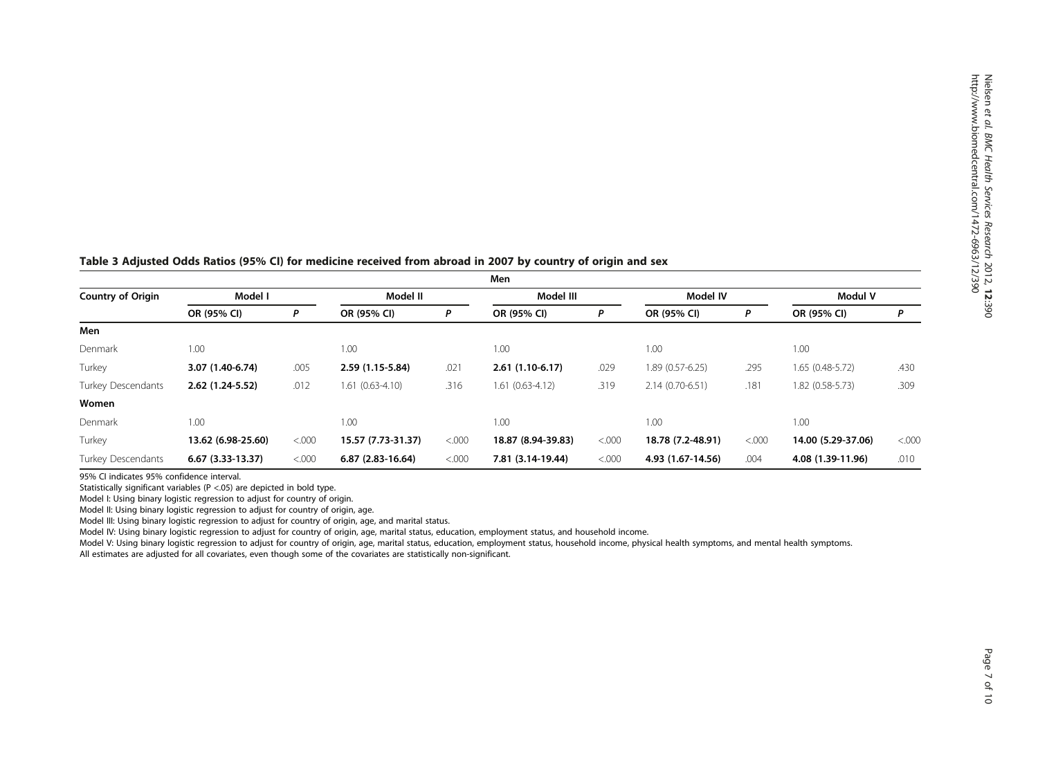**Table 3 Adjusted Odds Ratios (95% CI) for medicine received from abroad in 2007 by country of origin and sex**

| Country of Origin | Men | | | | | | | | | |
|---|---|---|---|---|---|---|---|---|---|---|
| | Model I | | Model II | | Model III | | Model IV | | Modul V | |
| | OR (95% CI) | P | OR (95% CI) | P | OR (95% CI) | P | OR (95% CI) | P | OR (95% CI) | P |
| **Men** | | | | | | | | | | |
| Denmark | 1.00 | | 1.00 | | 1.00 | | 1.00 | | 1.00 | |
| Turkey | **3.07 (1.40-6.74)** | .005 | **2.59 (1.15-5.84)** | .021 | **2.61 (1.10-6.17)** | .029 | 1.89 (0.57-6.25) | .295 | 1.65 (0.48-5.72) | .430 |
| Turkey Descendants | **2.62 (1.24-5.52)** | .012 | 1.61 (0.63-4.10) | .316 | 1.61 (0.63-4.12) | .319 | 2.14 (0.70-6.51) | .181 | 1.82 (0.58-5.73) | .309 |
| **Women** | | | | | | | | | | |
| Denmark | 1.00 | | 1.00 | | 1.00 | | 1.00 | | 1.00 | |
| Turkey | **13.62 (6.98-25.60)** | <.000 | **15.57 (7.73-31.37)** | <.000 | **18.87 (8.94-39.83)** | <.000 | **18.78 (7.2-48.91)** | <.000 | **14.00 (5.29-37.06)** | <.000 |
| Turkey Descendants | **6.67 (3.33-13.37)** | <.000 | **6.87 (2.83-16.64)** | <.000 | **7.81 (3.14-19.44)** | <.000 | **4.93 (1.67-14.56)** | .004 | **4.08 (1.39-11.96)** | .010 |

95% CI indicates 95% confidence interval.

Statistically significant variables (P <.05) are depicted in bold type.

Model I: Using binary logistic regression to adjust for country of origin.

Model II: Using binary logistic regression to adjust for country of origin, age.

Model III: Using binary logistic regression to adjust for country of origin, age, and marital status.

Model IV: Using binary logistic regression to adjust for country of origin, age, marital status, education, employment status, and household income.

Model V: Using binary logistic regression to adjust for country of origin, age, marital status, education, employment status, household income, physical health symptoms, and mental health symptoms.

All estimates are adjusted for all covariates, even though some of the covariates are statistically non-significant.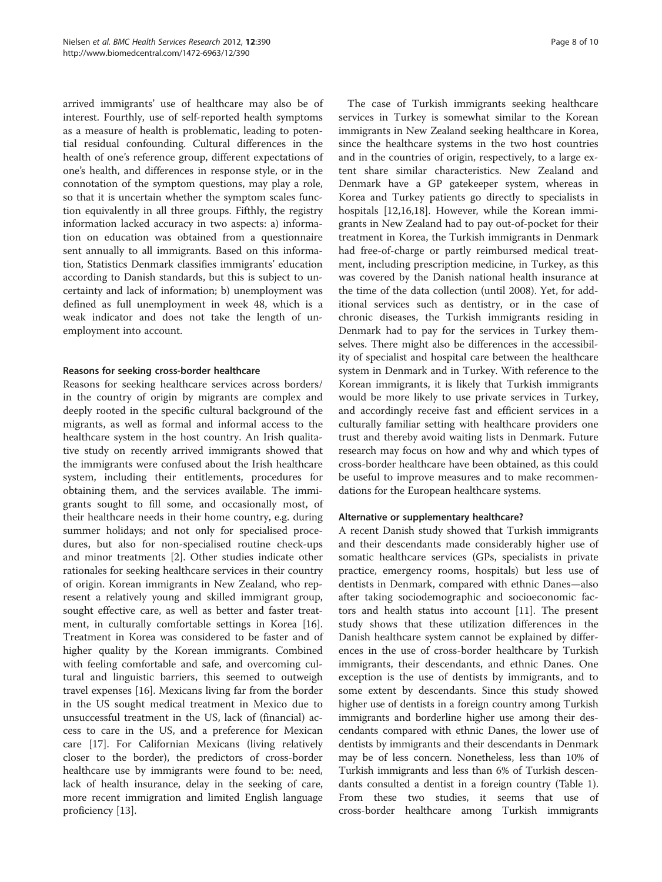arrived immigrants' use of healthcare may also be of interest. Fourthly, use of self-reported health symptoms as a measure of health is problematic, leading to potential residual confounding. Cultural differences in the health of one's reference group, different expectations of one's health, and differences in response style, or in the connotation of the symptom questions, may play a role, so that it is uncertain whether the symptom scales function equivalently in all three groups. Fifthly, the registry information lacked accuracy in two aspects: a) information on education was obtained from a questionnaire sent annually to all immigrants. Based on this information, Statistics Denmark classifies immigrants' education according to Danish standards, but this is subject to uncertainty and lack of information; b) unemployment was defined as full unemployment in week 48, which is a weak indicator and does not take the length of unemployment into account.

#### Reasons for seeking cross-border healthcare

Reasons for seeking healthcare services across borders/ in the country of origin by migrants are complex and deeply rooted in the specific cultural background of the migrants, as well as formal and informal access to the healthcare system in the host country. An Irish qualitative study on recently arrived immigrants showed that the immigrants were confused about the Irish healthcare system, including their entitlements, procedures for obtaining them, and the services available. The immigrants sought to fill some, and occasionally most, of their healthcare needs in their home country, e.g. during summer holidays; and not only for specialised procedures, but also for non-specialised routine check-ups and minor treatments [2]. Other studies indicate other rationales for seeking healthcare services in their country of origin. Korean immigrants in New Zealand, who represent a relatively young and skilled immigrant group, sought effective care, as well as better and faster treatment, in culturally comfortable settings in Korea [16]. Treatment in Korea was considered to be faster and of higher quality by the Korean immigrants. Combined with feeling comfortable and safe, and overcoming cultural and linguistic barriers, this seemed to outweigh travel expenses [16]. Mexicans living far from the border in the US sought medical treatment in Mexico due to unsuccessful treatment in the US, lack of (financial) access to care in the US, and a preference for Mexican care [17]. For Californian Mexicans (living relatively closer to the border), the predictors of cross-border healthcare use by immigrants were found to be: need, lack of health insurance, delay in the seeking of care, more recent immigration and limited English language proficiency [13].

The case of Turkish immigrants seeking healthcare services in Turkey is somewhat similar to the Korean immigrants in New Zealand seeking healthcare in Korea, since the healthcare systems in the two host countries and in the countries of origin, respectively, to a large extent share similar characteristics. New Zealand and Denmark have a GP gatekeeper system, whereas in Korea and Turkey patients go directly to specialists in hospitals [12,16,18]. However, while the Korean immigrants in New Zealand had to pay out-of-pocket for their treatment in Korea, the Turkish immigrants in Denmark had free-of-charge or partly reimbursed medical treatment, including prescription medicine, in Turkey, as this was covered by the Danish national health insurance at the time of the data collection (until 2008). Yet, for additional services such as dentistry, or in the case of chronic diseases, the Turkish immigrants residing in Denmark had to pay for the services in Turkey themselves. There might also be differences in the accessibility of specialist and hospital care between the healthcare system in Denmark and in Turkey. With reference to the Korean immigrants, it is likely that Turkish immigrants would be more likely to use private services in Turkey, and accordingly receive fast and efficient services in a culturally familiar setting with healthcare providers one trust and thereby avoid waiting lists in Denmark. Future research may focus on how and why and which types of cross-border healthcare have been obtained, as this could be useful to improve measures and to make recommendations for the European healthcare systems.

#### Alternative or supplementary healthcare?

A recent Danish study showed that Turkish immigrants and their descendants made considerably higher use of somatic healthcare services (GPs, specialists in private practice, emergency rooms, hospitals) but less use of dentists in Denmark, compared with ethnic Danes—also after taking sociodemographic and socioeconomic factors and health status into account [11]. The present study shows that these utilization differences in the Danish healthcare system cannot be explained by differences in the use of cross-border healthcare by Turkish immigrants, their descendants, and ethnic Danes. One exception is the use of dentists by immigrants, and to some extent by descendants. Since this study showed higher use of dentists in a foreign country among Turkish immigrants and borderline higher use among their descendants compared with ethnic Danes, the lower use of dentists by immigrants and their descendants in Denmark may be of less concern. Nonetheless, less than 10% of Turkish immigrants and less than 6% of Turkish descendants consulted a dentist in a foreign country (Table 1). From these two studies, it seems that use of cross-border healthcare among Turkish immigrants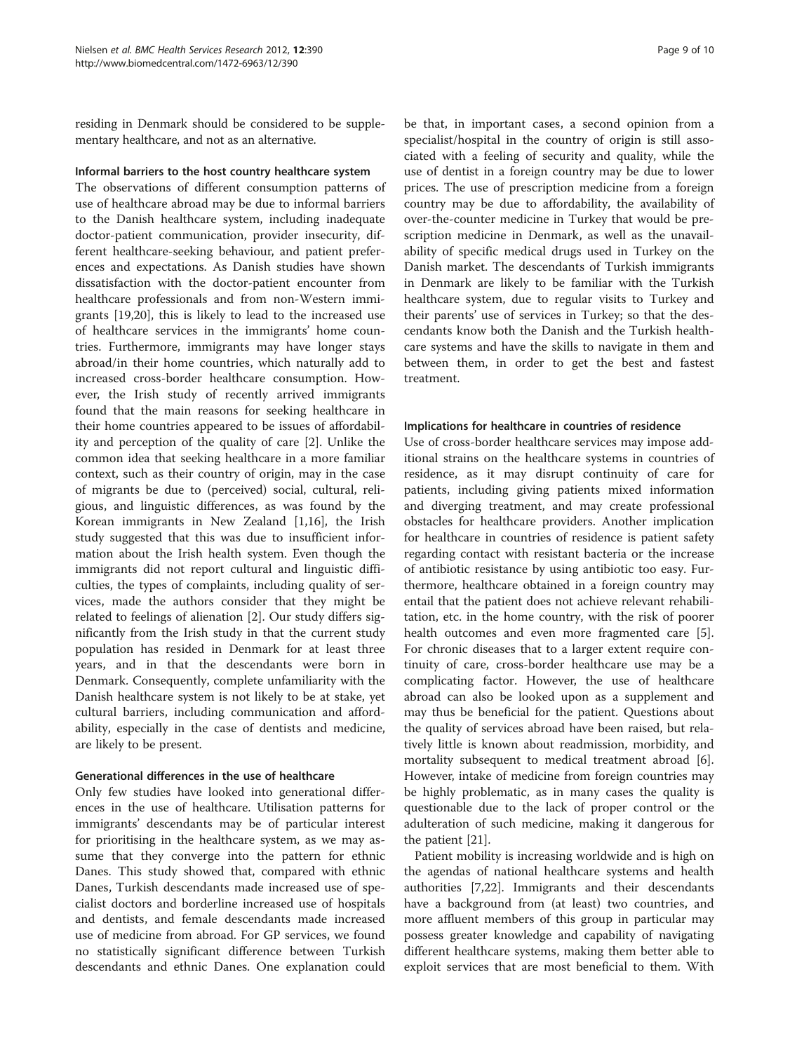residing in Denmark should be considered to be supplementary healthcare, and not as an alternative.

### Informal barriers to the host country healthcare system

The observations of different consumption patterns of use of healthcare abroad may be due to informal barriers to the Danish healthcare system, including inadequate doctor-patient communication, provider insecurity, different healthcare-seeking behaviour, and patient preferences and expectations. As Danish studies have shown dissatisfaction with the doctor-patient encounter from healthcare professionals and from non-Western immigrants [19,20], this is likely to lead to the increased use of healthcare services in the immigrants' home countries. Furthermore, immigrants may have longer stays abroad/in their home countries, which naturally add to increased cross-border healthcare consumption. However, the Irish study of recently arrived immigrants found that the main reasons for seeking healthcare in their home countries appeared to be issues of affordability and perception of the quality of care [2]. Unlike the common idea that seeking healthcare in a more familiar context, such as their country of origin, may in the case of migrants be due to (perceived) social, cultural, religious, and linguistic differences, as was found by the Korean immigrants in New Zealand [1,16], the Irish study suggested that this was due to insufficient information about the Irish health system. Even though the immigrants did not report cultural and linguistic difficulties, the types of complaints, including quality of services, made the authors consider that they might be related to feelings of alienation [2]. Our study differs significantly from the Irish study in that the current study population has resided in Denmark for at least three years, and in that the descendants were born in Denmark. Consequently, complete unfamiliarity with the Danish healthcare system is not likely to be at stake, yet cultural barriers, including communication and affordability, especially in the case of dentists and medicine, are likely to be present.

### Generational differences in the use of healthcare

Only few studies have looked into generational differences in the use of healthcare. Utilisation patterns for immigrants' descendants may be of particular interest for prioritising in the healthcare system, as we may assume that they converge into the pattern for ethnic Danes. This study showed that, compared with ethnic Danes, Turkish descendants made increased use of specialist doctors and borderline increased use of hospitals and dentists, and female descendants made increased use of medicine from abroad. For GP services, we found no statistically significant difference between Turkish descendants and ethnic Danes. One explanation could be that, in important cases, a second opinion from a specialist/hospital in the country of origin is still associated with a feeling of security and quality, while the use of dentist in a foreign country may be due to lower prices. The use of prescription medicine from a foreign country may be due to affordability, the availability of over-the-counter medicine in Turkey that would be prescription medicine in Denmark, as well as the unavailability of specific medical drugs used in Turkey on the Danish market. The descendants of Turkish immigrants in Denmark are likely to be familiar with the Turkish healthcare system, due to regular visits to Turkey and their parents' use of services in Turkey; so that the descendants know both the Danish and the Turkish healthcare systems and have the skills to navigate in them and between them, in order to get the best and fastest treatment.

### Implications for healthcare in countries of residence

Use of cross-border healthcare services may impose additional strains on the healthcare systems in countries of residence, as it may disrupt continuity of care for patients, including giving patients mixed information and diverging treatment, and may create professional obstacles for healthcare providers. Another implication for healthcare in countries of residence is patient safety regarding contact with resistant bacteria or the increase of antibiotic resistance by using antibiotic too easy. Furthermore, healthcare obtained in a foreign country may entail that the patient does not achieve relevant rehabilitation, etc. in the home country, with the risk of poorer health outcomes and even more fragmented care [5]. For chronic diseases that to a larger extent require continuity of care, cross-border healthcare use may be a complicating factor. However, the use of healthcare abroad can also be looked upon as a supplement and may thus be beneficial for the patient. Questions about the quality of services abroad have been raised, but relatively little is known about readmission, morbidity, and mortality subsequent to medical treatment abroad [6]. However, intake of medicine from foreign countries may be highly problematic, as in many cases the quality is questionable due to the lack of proper control or the adulteration of such medicine, making it dangerous for the patient [21].

Patient mobility is increasing worldwide and is high on the agendas of national healthcare systems and health authorities [7,22]. Immigrants and their descendants have a background from (at least) two countries, and more affluent members of this group in particular may possess greater knowledge and capability of navigating different healthcare systems, making them better able to exploit services that are most beneficial to them. With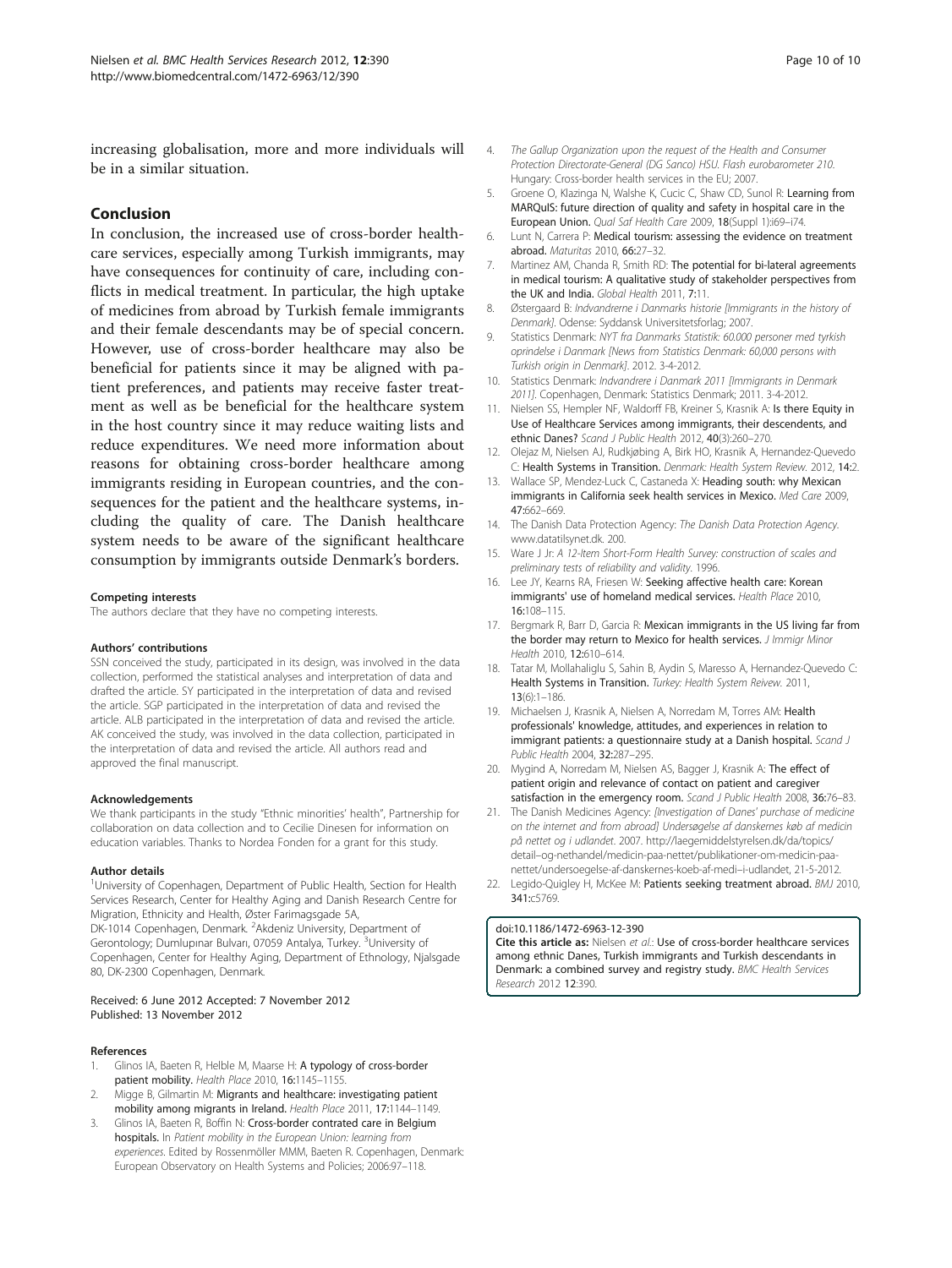increasing globalisation, more and more individuals will be in a similar situation.

## Conclusion

In conclusion, the increased use of cross-border healthcare services, especially among Turkish immigrants, may have consequences for continuity of care, including conflicts in medical treatment. In particular, the high uptake of medicines from abroad by Turkish female immigrants and their female descendants may be of special concern. However, use of cross-border healthcare may also be beneficial for patients since it may be aligned with patient preferences, and patients may receive faster treatment as well as be beneficial for the healthcare system in the host country since it may reduce waiting lists and reduce expenditures. We need more information about reasons for obtaining cross-border healthcare among immigrants residing in European countries, and the consequences for the patient and the healthcare systems, including the quality of care. The Danish healthcare system needs to be aware of the significant healthcare consumption by immigrants outside Denmark's borders.

#### Competing interests

The authors declare that they have no competing interests.

#### Authors' contributions

SSN conceived the study, participated in its design, was involved in the data collection, performed the statistical analyses and interpretation of data and drafted the article. SY participated in the interpretation of data and revised the article. SGP participated in the interpretation of data and revised the article. ALB participated in the interpretation of data and revised the article. AK conceived the study, was involved in the data collection, participated in the interpretation of data and revised the article. All authors read and approved the final manuscript.

#### Acknowledgements

We thank participants in the study "Ethnic minorities' health", Partnership for collaboration on data collection and to Cecilie Dinesen for information on education variables. Thanks to Nordea Fonden for a grant for this study.

#### Author details

[1]University of Copenhagen, Department of Public Health, Section for Health Services Research, Center for Healthy Aging and Danish Research Centre for Migration, Ethnicity and Health, Øster Farimagsgade 5A, DK-1014 Copenhagen, Denmark. [2]Akdeniz University, Department of Gerontology; Dumlupınar Bulvarı, 07059 Antalya, Turkey. [3]University of Copenhagen, Center for Healthy Aging, Department of Ethnology, Njalsgade 80, DK-2300 Copenhagen, Denmark.

Received: 6 June 2012 Accepted: 7 November 2012
Published: 13 November 2012

#### References

1. Glinos IA, Baeten R, Helble M, Maarse H: **A typology of cross-border patient mobility.** *Health Place* 2010, **16:**1145–1155.
2. Migge B, Gilmartin M: **Migrants and healthcare: investigating patient mobility among migrants in Ireland.** *Health Place* 2011, **17:**1144–1149.
3. Glinos IA, Baeten R, Boffin N: **Cross-border contrated care in Belgium hospitals.** In *Patient mobility in the European Union: learning from experiences.* Edited by Rossenmöller MMM, Baeten R. Copenhagen, Denmark: European Observatory on Health Systems and Policies; 2006:97–118.
4. *The Gallup Organization upon the request of the Health and Consumer Protection Directorate-General (DG Sanco) HSU. Flash eurobarometer 210.* Hungary: Cross-border health services in the EU; 2007.
5. Groene O, Klazinga N, Walshe K, Cucic C, Shaw CD, Sunol R: **Learning from MARQuIS: future direction of quality and safety in hospital care in the European Union.** *Qual Saf Health Care* 2009, **18**(Suppl 1):i69–i74.
6. Lunt N, Carrera P: **Medical tourism: assessing the evidence on treatment abroad.** *Maturitas* 2010, **66:**27–32.
7. Martinez AM, Chanda R, Smith RD: **The potential for bi-lateral agreements in medical tourism: A qualitative study of stakeholder perspectives from the UK and India.** *Global Health* 2011, **7:**11.
8. Østergaard B: *Indvandrerne i Danmarks historie [Immigrants in the history of Denmark].* Odense: Syddansk Universitetsforlag; 2007.
9. Statistics Denmark: *NYT fra Danmarks Statistik: 60.000 personer med tyrkisk oprindelse i Danmark [News from Statistics Denmark: 60,000 persons with Turkish origin in Denmark].* 2012. 3-4-2012.
10. Statistics Denmark: *Indvandrere i Danmark 2011 [Immigrants in Denmark 2011].* Copenhagen, Denmark: Statistics Denmark; 2011. 3-4-2012.
11. Nielsen SS, Hempler NF, Waldorff FB, Kreiner S, Krasnik A: **Is there Equity in Use of Healthcare Services among immigrants, their descendents, and ethnic Danes?** *Scand J Public Health* 2012, **40**(3):260–270.
12. Olejaz M, Nielsen AJ, Rudkjøbing A, Birk HO, Krasnik A, Hernandez-Quevedo C: **Health Systems in Transition.** *Denmark: Health System Review.* 2012, **14:**2.
13. Wallace SP, Mendez-Luck C, Castaneda X: **Heading south: why Mexican immigrants in California seek health services in Mexico.** *Med Care* 2009, **47:**662–669.
14. The Danish Data Protection Agency: *The Danish Data Protection Agency.* www.datatilsynet.dk. 200.
15. Ware J Jr: *A 12-Item Short-Form Health Survey: construction of scales and preliminary tests of reliability and validity.* 1996.
16. Lee JY, Kearns RA, Friesen W: **Seeking affective health care: Korean immigrants' use of homeland medical services.** *Health Place* 2010, **16:**108–115.
17. Bergmark R, Barr D, Garcia R: **Mexican immigrants in the US living far from the border may return to Mexico for health services.** *J Immigr Minor Health* 2010, **12:**610–614.
18. Tatar M, Mollahaliglu S, Sahin B, Aydin S, Maresso A, Hernandez-Quevedo C: **Health Systems in Transition.** *Turkey: Health System Reivew.* 2011, **13**(6):1–186.
19. Michaelsen J, Krasnik A, Nielsen A, Norredam M, Torres AM: **Health professionals' knowledge, attitudes, and experiences in relation to immigrant patients: a questionnaire study at a Danish hospital.** *Scand J Public Health* 2004, **32:**287–295.
20. Mygind A, Norredam M, Nielsen AS, Bagger J, Krasnik A: **The effect of patient origin and relevance of contact on patient and caregiver satisfaction in the emergency room.** *Scand J Public Health* 2008, **36:**76–83.
21. The Danish Medicines Agency: *[Investigation of Danes' purchase of medicine on the internet and from abroad] Undersøgelse af danskernes køb af medicin på nettet og i udlandet.* 2007. http://laegemiddelstyrelsen.dk/da/topics/detail–og-nethandel/medicin-paa-nettet/publikationer-om-medicin-paa-nettet/undersoegelse-af-danskernes-koeb-af-medi–i-udlandet, 21-5-2012.
22. Legido-Quigley H, McKee M: **Patients seeking treatment abroad.** *BMJ* 2010, **341:**c5769.

doi:10.1186/1472-6963-12-390

**Cite this article as:** Nielsen *et al.*: Use of cross-border healthcare services among ethnic Danes, Turkish immigrants and Turkish descendants in Denmark: a combined survey and registry study. *BMC Health Services Research* 2012 **12**:390.